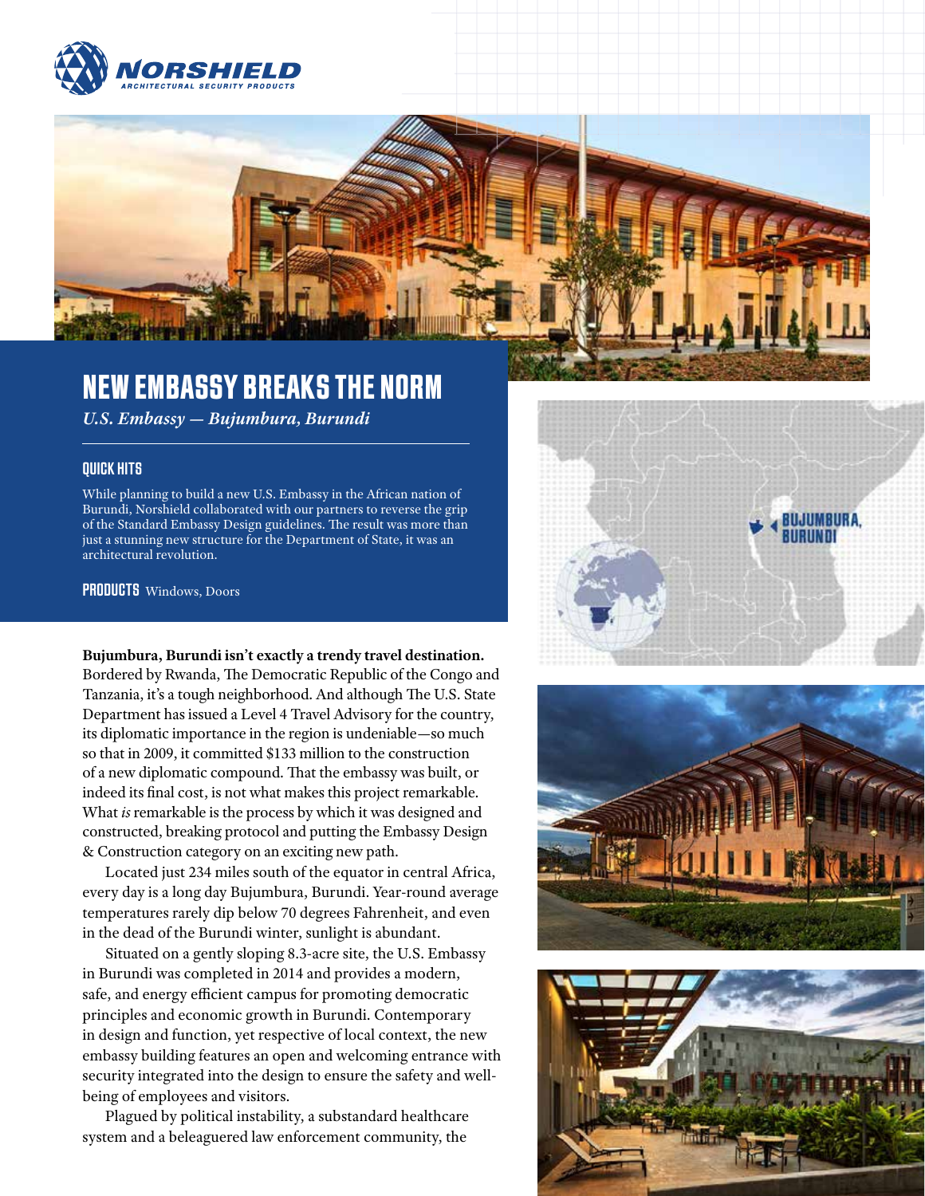# NEW EMBASSY BREAKS THE NORM

*U.S. Embassy — Bujumbura, Burundi*

## QUICK HITS

While planning to build a new U.S. Embassy in the African nation of Burundi, Norshield collaborated with our partners to reverse the grip of the Standard Embassy Design guidelines. The result was more than just a stunning new structure for the Department of State, it was an architectural revolution.

**PRODUCTS** Windows, Doors

**Bujumbura, Burundi isn't exactly a trendy travel destination.** Bordered by Rwanda, The Democratic Republic of the Congo and Tanzania, it's a tough neighborhood. And although The U.S. State Department has issued a Level 4 Travel Advisory for the country, its diplomatic importance in the region is undeniable—so much so that in 2009, it committed $133 million to the construction of a new diplomatic compound. That the embassy was built, or indeed its final cost, is not what makes this project remarkable. What *is* remarkable is the process by which it was designed and constructed, breaking protocol and putting the Embassy Design & Construction category on an exciting new path.

Located just 234 miles south of the equator in central Africa, every day is a long day Bujumbura, Burundi. Year-round average temperatures rarely dip below 70 degrees Fahrenheit, and even in the dead of the Burundi winter, sunlight is abundant.

Situated on a gently sloping 8.3-acre site, the U.S. Embassy in Burundi was completed in 2014 and provides a modern, safe, and energy efficient campus for promoting democratic principles and economic growth in Burundi. Contemporary in design and function, yet respective of local context, the new embassy building features an open and welcoming entrance with security integrated into the design to ensure the safety and well-being of employees and visitors.

Plagued by political instability, a substandard healthcare system and a beleaguered law enforcement community, the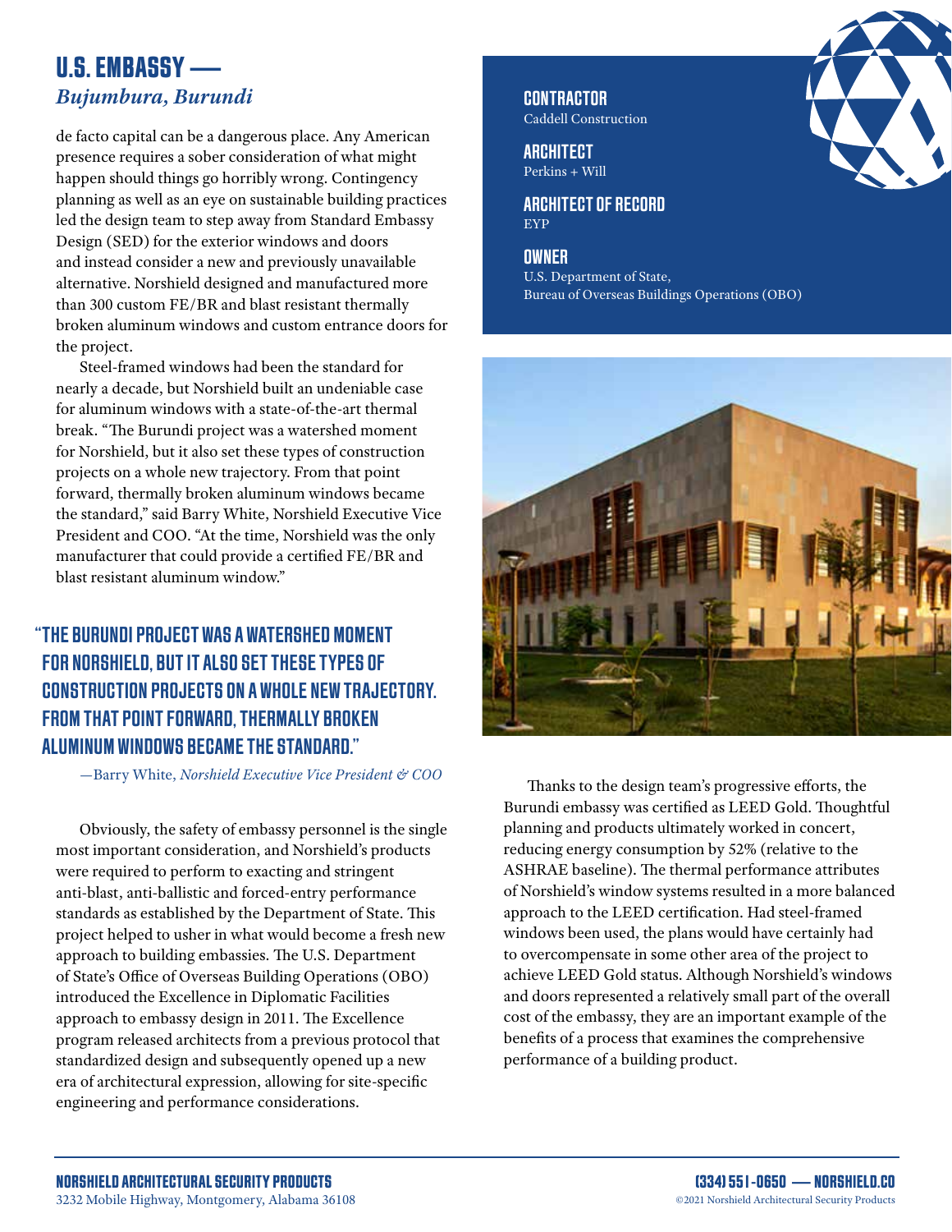## U.S. EMBASSY —

*Bujumbura, Burundi*

de facto capital can be a dangerous place. Any American presence requires a sober consideration of what might happen should things go horribly wrong. Contingency planning as well as an eye on sustainable building practices led the design team to step away from Standard Embassy Design (SED) for the exterior windows and doors and instead consider a new and previously unavailable alternative. Norshield designed and manufactured more than 300 custom FE/BR and blast resistant thermally broken aluminum windows and custom entrance doors for the project.

Steel-framed windows had been the standard for nearly a decade, but Norshield built an undeniable case for aluminum windows with a state-of-the-art thermal break. "The Burundi project was a watershed moment for Norshield, but it also set these types of construction projects on a whole new trajectory. From that point forward, thermally broken aluminum windows became the standard," said Barry White, Norshield Executive Vice President and COO. "At the time, Norshield was the only manufacturer that could provide a certified FE/BR and blast resistant aluminum window."

> **"THE BURUNDI PROJECT WAS A WATERSHED MOMENT FOR NORSHIELD, BUT IT ALSO SET THESE TYPES OF CONSTRUCTION PROJECTS ON A WHOLE NEW TRAJECTORY. FROM THAT POINT FORWARD, THERMALLY BROKEN ALUMINUM WINDOWS BECAME THE STANDARD."**
>
> —Barry White, *Norshield Executive Vice President & COO*

Obviously, the safety of embassy personnel is the single most important consideration, and Norshield's products were required to perform to exacting and stringent anti-blast, anti-ballistic and forced-entry performance standards as established by the Department of State. This project helped to usher in what would become a fresh new approach to building embassies. The U.S. Department of State's Office of Overseas Building Operations (OBO) introduced the Excellence in Diplomatic Facilities approach to embassy design in 2011. The Excellence program released architects from a previous protocol that standardized design and subsequently opened up a new era of architectural expression, allowing for site-specific engineering and performance considerations.

**CONTRACTOR**
Caddell Construction

**ARCHITECT**
Perkins + Will

**ARCHITECT OF RECORD**
EYP

**OWNER**
U.S. Department of State,
Bureau of Overseas Buildings Operations (OBO)

Thanks to the design team's progressive efforts, the Burundi embassy was certified as LEED Gold. Thoughtful planning and products ultimately worked in concert, reducing energy consumption by 52% (relative to the ASHRAE baseline). The thermal performance attributes of Norshield's window systems resulted in a more balanced approach to the LEED certification. Had steel-framed windows been used, the plans would have certainly had to overcompensate in some other area of the project to achieve LEED Gold status. Although Norshield's windows and doors represented a relatively small part of the overall cost of the embassy, they are an important example of the benefits of a process that examines the comprehensive performance of a building product.

**NORSHIELD ARCHITECTURAL SECURITY PRODUCTS**
3232 Mobile Highway, Montgomery, Alabama 36108

**(334) 551-0650 — NORSHIELD.CO**
©2021 Norshield Architectural Security Products